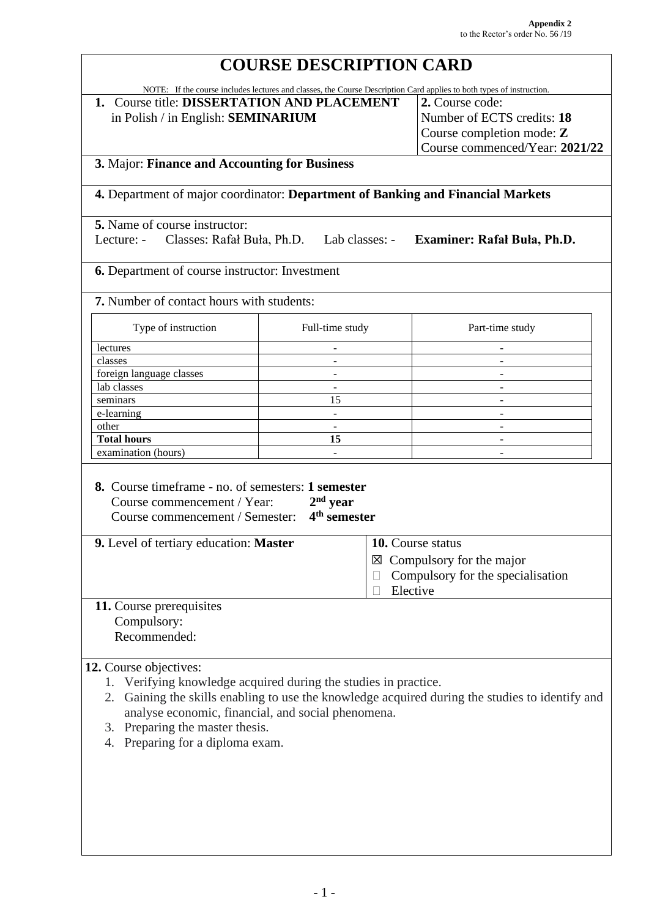**Appendix 2**
to the Rector's order No. 56 /19

# COURSE DESCRIPTION CARD

NOTE: If the course includes lectures and classes, the Course Description Card applies to both types of instruction.

**1.** Course title: **DISSERTATION AND PLACEMENT**
in Polish / in English: **SEMINARIUM**

**2.** Course code:
Number of ECTS credits: **18**
Course completion mode: **Z**
Course commenced/Year: **2021/22**

**3.** Major: **Finance and Accounting for Business**

**4.** Department of major coordinator: **Department of Banking and Financial Markets**

**5.** Name of course instructor:
Lecture: - Classes: Rafał Buła, Ph.D. Lab classes: - **Examiner: Rafał Buła, Ph.D.**

**6.** Department of course instructor: Investment

**7.** Number of contact hours with students:

| Type of instruction | Full-time study | Part-time study |
| --- | --- | --- |
| lectures | - | - |
| classes | - | - |
| foreign language classes | - | - |
| lab classes | - | - |
| seminars | 15 | - |
| e-learning | - | - |
| other | - | - |
| **Total hours** | **15** | - |
| examination (hours) | - | - |

**8.** Course timeframe - no. of semesters: **1 semester**
Course commencement / Year: **2nd year**
Course commencement / Semester: **4th semester**

**9.** Level of tertiary education: **Master**

**10.** Course status
☒ Compulsory for the major
☐ Compulsory for the specialisation
☐ Elective

**11.** Course prerequisites
Compulsory:
Recommended:

**12.** Course objectives:

1. Verifying knowledge acquired during the studies in practice.
2. Gaining the skills enabling to use the knowledge acquired during the studies to identify and analyse economic, financial, and social phenomena.
3. Preparing the master thesis.
4. Preparing for a diploma exam.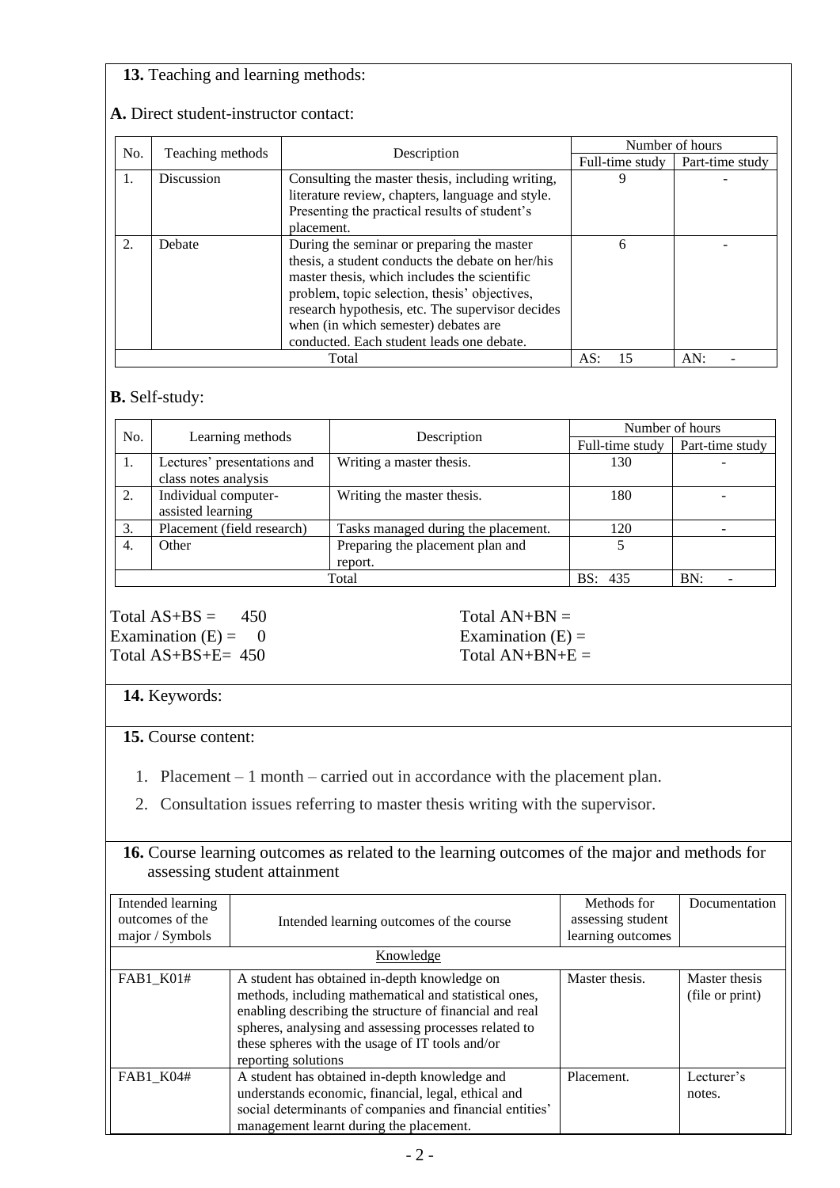**13.** Teaching and learning methods:

**A.** Direct student-instructor contact:

| No. | Teaching methods | Description | Number of hours | |
|---|---|---|---|---|
| | | | Full-time study | Part-time study |
| 1. | Discussion | Consulting the master thesis, including writing, literature review, chapters, language and style. Presenting the practical results of student's placement. | 9 | - |
| 2. | Debate | During the seminar or preparing the master thesis, a student conducts the debate on her/his master thesis, which includes the scientific problem, topic selection, thesis' objectives, research hypothesis, etc. The supervisor decides when (in which semester) debates are conducted. Each student leads one debate. | 6 | - |
| | | Total | AS: 15 | AN: - |

**B.** Self-study:

| No. | Learning methods | Description | Number of hours | |
|---|---|---|---|---|
| | | | Full-time study | Part-time study |
| 1. | Lectures' presentations and class notes analysis | Writing a master thesis. | 130 | - |
| 2. | Individual computer-assisted learning | Writing the master thesis. | 180 | - |
| 3. | Placement (field research) | Tasks managed during the placement. | 120 | - |
| 4. | Other | Preparing the placement plan and report. | 5 | |
| | | Total | BS: 435 | BN: - |

Total AS+BS = 450
Examination (E) = 0
Total AS+BS+E= 450

Total AN+BN =
Examination (E) =
Total AN+BN+E =

**14.** Keywords:

**15.** Course content:

1. Placement – 1 month – carried out in accordance with the placement plan.
2. Consultation issues referring to master thesis writing with the supervisor.

**16.** Course learning outcomes as related to the learning outcomes of the major and methods for assessing student attainment

| Intended learning outcomes of the major / Symbols | Intended learning outcomes of the course | Methods for assessing student learning outcomes | Documentation |
|---|---|---|---|
| | Knowledge | | |
| FAB1_K01# | A student has obtained in-depth knowledge on methods, including mathematical and statistical ones, enabling describing the structure of financial and real spheres, analysing and assessing processes related to these spheres with the usage of IT tools and/or reporting solutions | Master thesis. | Master thesis (file or print) |
| FAB1_K04# | A student has obtained in-depth knowledge and understands economic, financial, legal, ethical and social determinants of companies and financial entities' management learnt during the placement. | Placement. | Lecturer's notes. |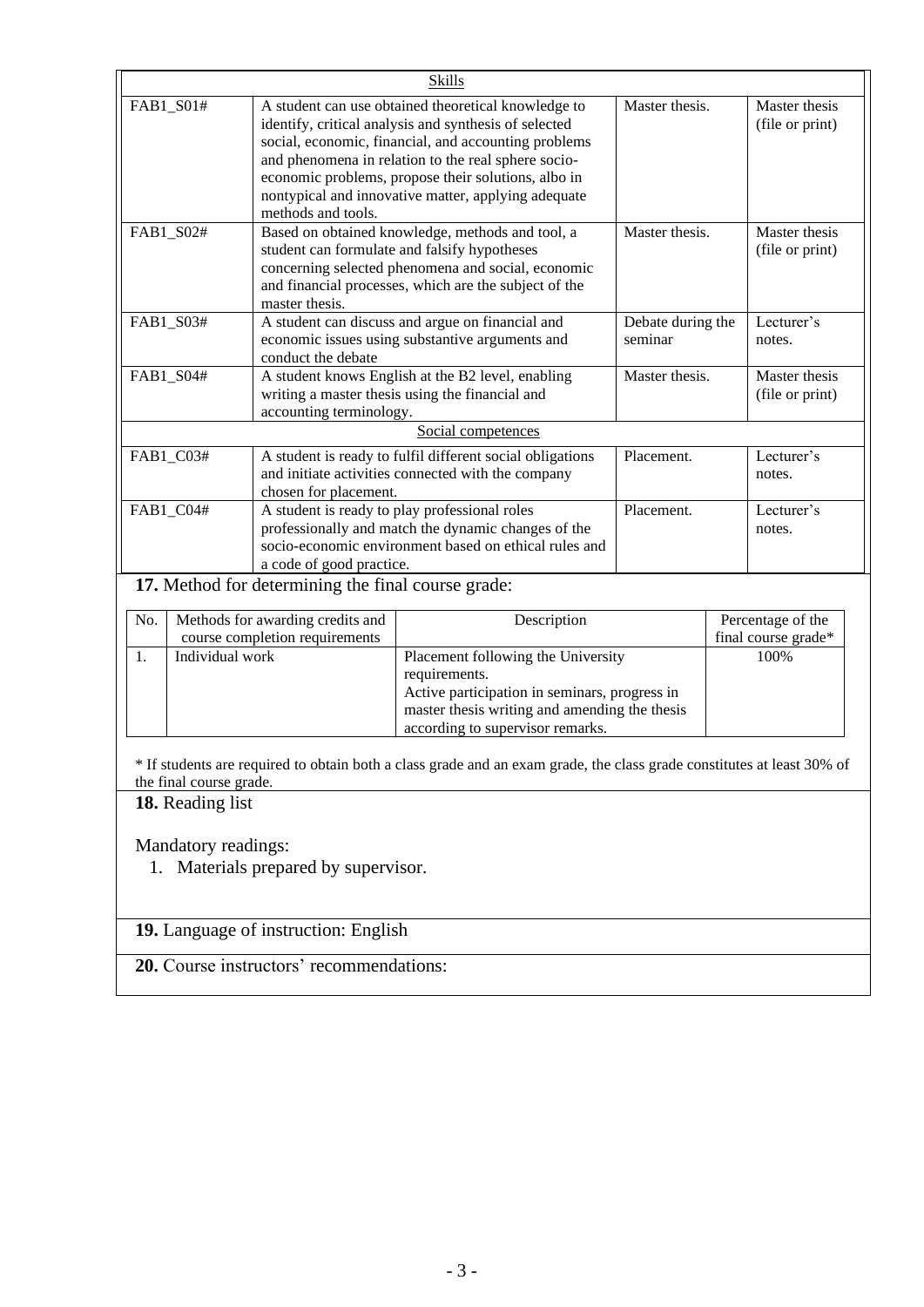| | | | |
|---|---|---|---|
| | Skills | | |
| FAB1_S01# | A student can use obtained theoretical knowledge to identify, critical analysis and synthesis of selected social, economic, financial, and accounting problems and phenomena in relation to the real sphere socio-economic problems, propose their solutions, albo in nontypical and innovative matter, applying adequate methods and tools. | Master thesis. | Master thesis (file or print) |
| FAB1_S02# | Based on obtained knowledge, methods and tool, a student can formulate and falsify hypotheses concerning selected phenomena and social, economic and financial processes, which are the subject of the master thesis. | Master thesis. | Master thesis (file or print) |
| FAB1_S03# | A student can discuss and argue on financial and economic issues using substantive arguments and conduct the debate | Debate during the seminar | Lecturer's notes. |
| FAB1_S04# | A student knows English at the B2 level, enabling writing a master thesis using the financial and accounting terminology. | Master thesis. | Master thesis (file or print) |
| | Social competences | | |
| FAB1_C03# | A student is ready to fulfil different social obligations and initiate activities connected with the company chosen for placement. | Placement. | Lecturer's notes. |
| FAB1_C04# | A student is ready to play professional roles professionally and match the dynamic changes of the socio-economic environment based on ethical rules and a code of good practice. | Placement. | Lecturer's notes. |

**17.** Method for determining the final course grade:

| No. | Methods for awarding credits and course completion requirements | Description | Percentage of the final course grade* |
|---|---|---|---|
| 1. | Individual work | Placement following the University requirements. Active participation in seminars, progress in master thesis writing and amending the thesis according to supervisor remarks. | 100% |

* If students are required to obtain both a class grade and an exam grade, the class grade constitutes at least 30% of the final course grade.

**18.** Reading list

Mandatory readings:

1. Materials prepared by supervisor.

**19.** Language of instruction: English

**20.** Course instructors' recommendations: